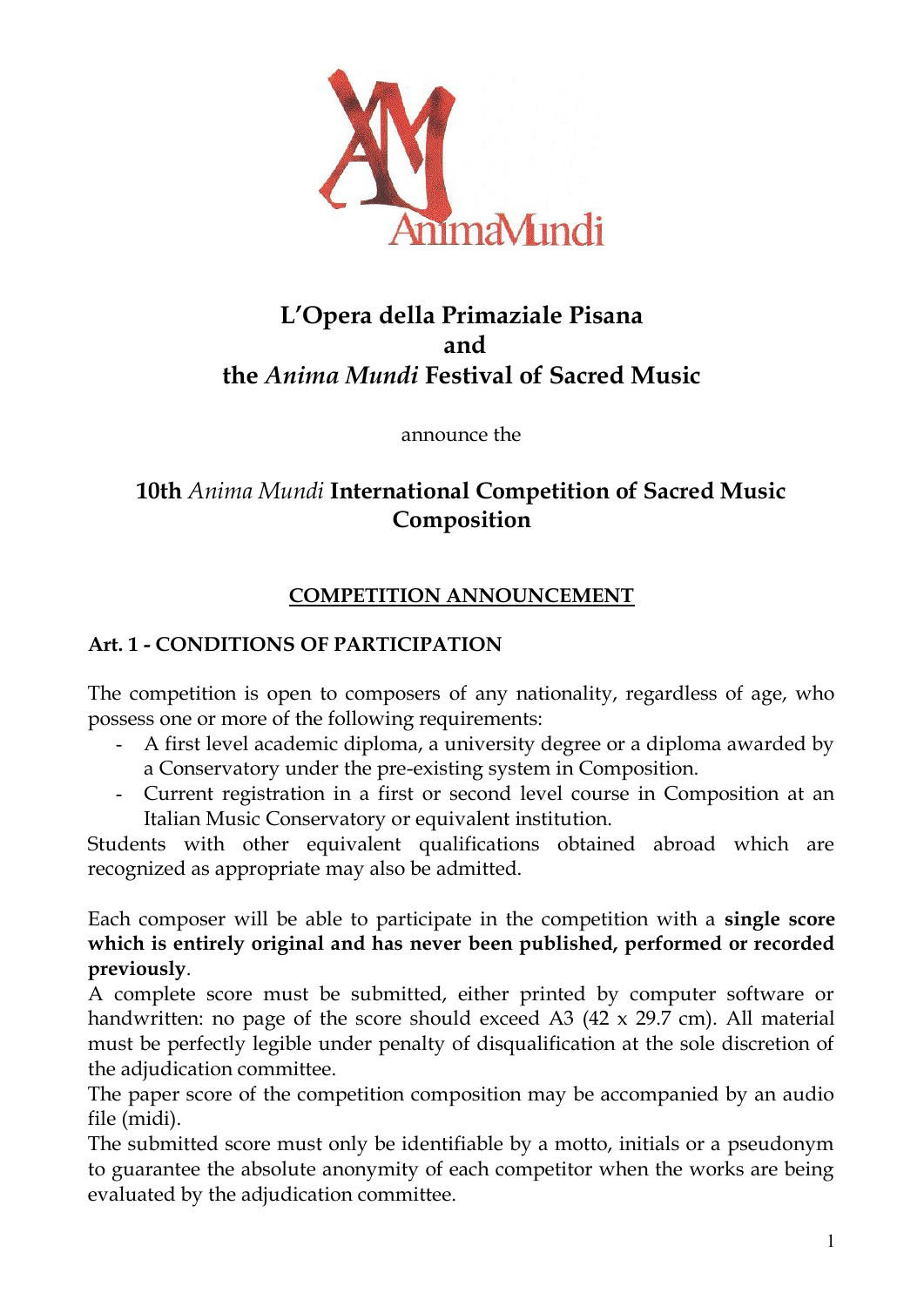# L'Opera della Primaziale Pisana
# and
# the *Anima Mundi* Festival of Sacred Music

announce the

# 10th *Anima Mundi* International Competition of Sacred Music Composition

## COMPETITION ANNOUNCEMENT

### Art. 1 - CONDITIONS OF PARTICIPATION

The competition is open to composers of any nationality, regardless of age, who possess one or more of the following requirements:

- A first level academic diploma, a university degree or a diploma awarded by a Conservatory under the pre-existing system in Composition.
- Current registration in a first or second level course in Composition at an Italian Music Conservatory or equivalent institution.

Students with other equivalent qualifications obtained abroad which are recognized as appropriate may also be admitted.

Each composer will be able to participate in the competition with a **single score which is entirely original and has never been published, performed or recorded previously**.

A complete score must be submitted, either printed by computer software or handwritten: no page of the score should exceed A3 (42 x 29.7 cm). All material must be perfectly legible under penalty of disqualification at the sole discretion of the adjudication committee.

The paper score of the competition composition may be accompanied by an audio file (midi).

The submitted score must only be identifiable by a motto, initials or a pseudonym to guarantee the absolute anonymity of each competitor when the works are being evaluated by the adjudication committee.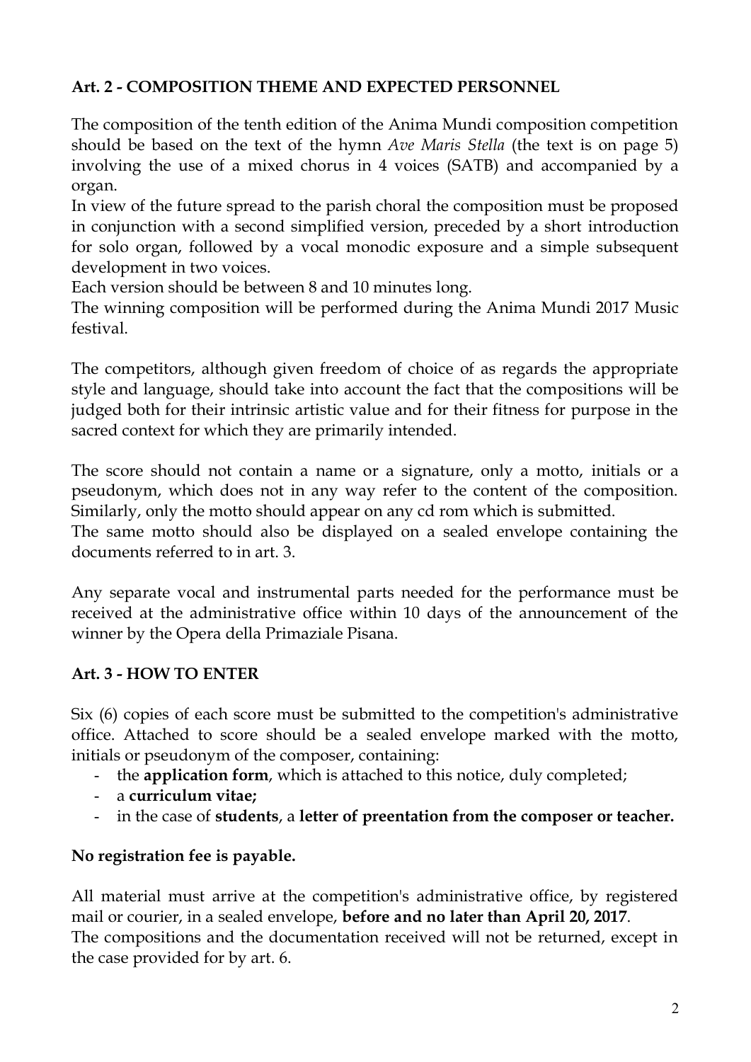### Art. 2 - COMPOSITION THEME AND EXPECTED PERSONNEL

The composition of the tenth edition of the Anima Mundi composition competition should be based on the text of the hymn *Ave Maris Stella* (the text is on page 5) involving the use of a mixed chorus in 4 voices (SATB) and accompanied by a organ.

In view of the future spread to the parish choral the composition must be proposed in conjunction with a second simplified version, preceded by a short introduction for solo organ, followed by a vocal monodic exposure and a simple subsequent development in two voices.

Each version should be between 8 and 10 minutes long.

The winning composition will be performed during the Anima Mundi 2017 Music festival.

The competitors, although given freedom of choice of as regards the appropriate style and language, should take into account the fact that the compositions will be judged both for their intrinsic artistic value and for their fitness for purpose in the sacred context for which they are primarily intended.

The score should not contain a name or a signature, only a motto, initials or a pseudonym, which does not in any way refer to the content of the composition. Similarly, only the motto should appear on any cd rom which is submitted.

The same motto should also be displayed on a sealed envelope containing the documents referred to in art. 3.

Any separate vocal and instrumental parts needed for the performance must be received at the administrative office within 10 days of the announcement of the winner by the Opera della Primaziale Pisana.

### Art. 3 - HOW TO ENTER

Six (6) copies of each score must be submitted to the competition's administrative office. Attached to score should be a sealed envelope marked with the motto, initials or pseudonym of the composer, containing:

- the **application form**, which is attached to this notice, duly completed;
- a **curriculum vitae;**
- in the case of **students**, a **letter of preentation from the composer or teacher.**

**No registration fee is payable.**

All material must arrive at the competition's administrative office, by registered mail or courier, in a sealed envelope, **before and no later than April 20, 2017**.

The compositions and the documentation received will not be returned, except in the case provided for by art. 6.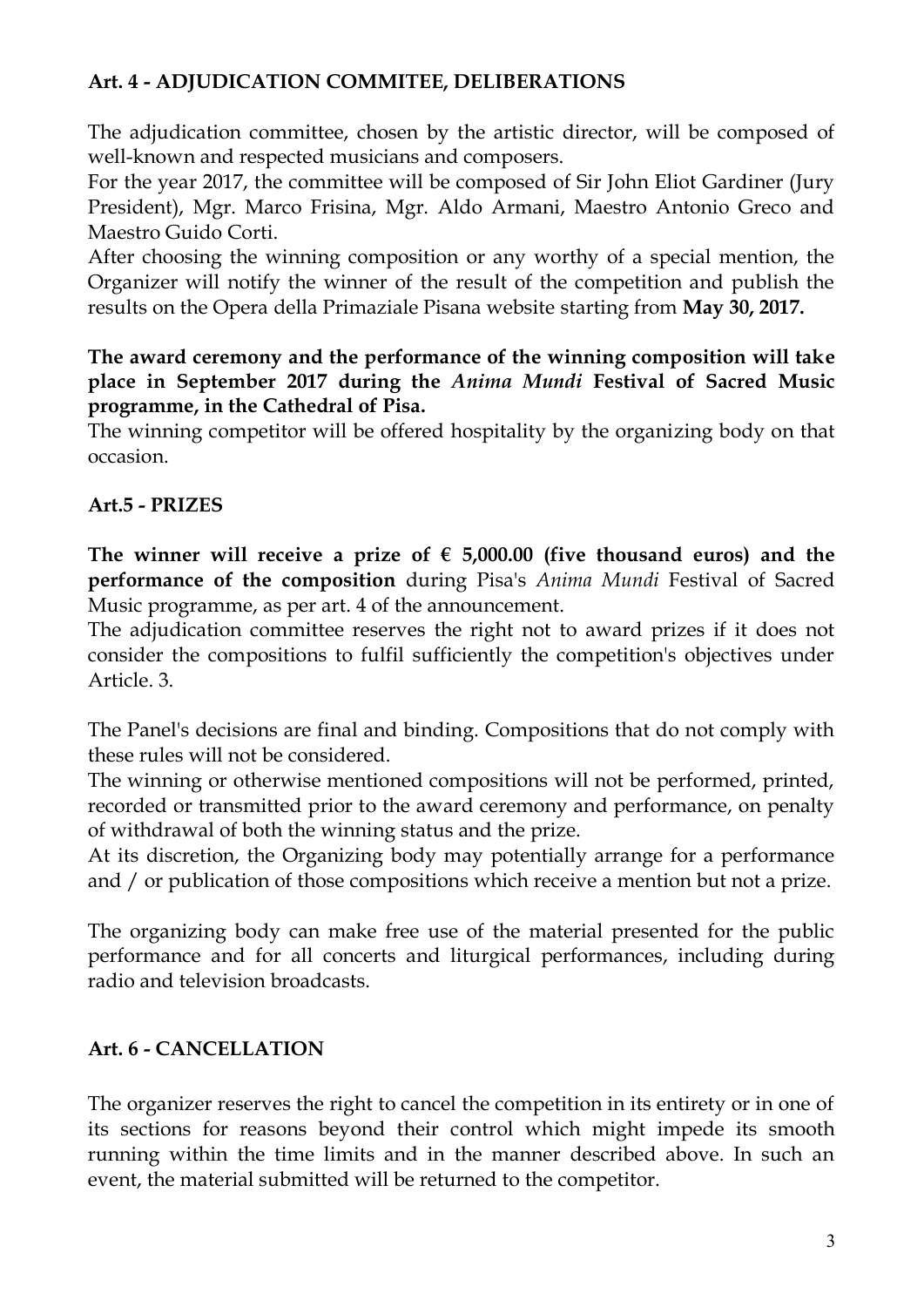**Art. 4 - ADJUDICATION COMMITEE, DELIBERATIONS**

The adjudication committee, chosen by the artistic director, will be composed of well-known and respected musicians and composers.
For the year 2017, the committee will be composed of Sir John Eliot Gardiner (Jury President), Mgr. Marco Frisina, Mgr. Aldo Armani, Maestro Antonio Greco and Maestro Guido Corti.
After choosing the winning composition or any worthy of a special mention, the Organizer will notify the winner of the result of the competition and publish the results on the Opera della Primaziale Pisana website starting from **May 30, 2017.**

**The award ceremony and the performance of the winning composition will take place in September 2017 during the *Anima Mundi* Festival of Sacred Music programme, in the Cathedral of Pisa.**
The winning competitor will be offered hospitality by the organizing body on that occasion.

**Art.5 - PRIZES**

**The winner will receive a prize of € 5,000.00 (five thousand euros) and the performance of the composition** during Pisa's *Anima Mundi* Festival of Sacred Music programme, as per art. 4 of the announcement.
The adjudication committee reserves the right not to award prizes if it does not consider the compositions to fulfil sufficiently the competition's objectives under Article. 3.

The Panel's decisions are final and binding. Compositions that do not comply with these rules will not be considered.
The winning or otherwise mentioned compositions will not be performed, printed, recorded or transmitted prior to the award ceremony and performance, on penalty of withdrawal of both the winning status and the prize.
At its discretion, the Organizing body may potentially arrange for a performance and / or publication of those compositions which receive a mention but not a prize.

The organizing body can make free use of the material presented for the public performance and for all concerts and liturgical performances, including during radio and television broadcasts.

**Art. 6 - CANCELLATION**

The organizer reserves the right to cancel the competition in its entirety or in one of its sections for reasons beyond their control which might impede its smooth running within the time limits and in the manner described above. In such an event, the material submitted will be returned to the competitor.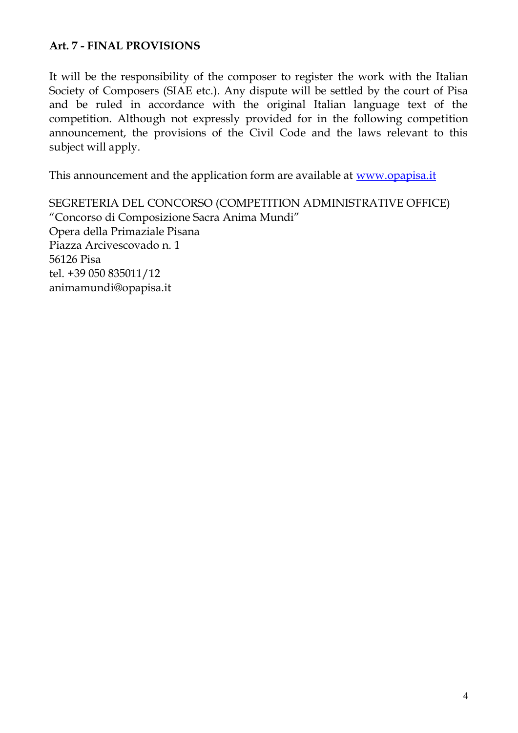**Art. 7 - FINAL PROVISIONS**

It will be the responsibility of the composer to register the work with the Italian Society of Composers (SIAE etc.). Any dispute will be settled by the court of Pisa and be ruled in accordance with the original Italian language text of the competition. Although not expressly provided for in the following competition announcement, the provisions of the Civil Code and the laws relevant to this subject will apply.

This announcement and the application form are available at [www.opapisa.it](http://www.opapisa.it)

SEGRETERIA DEL CONCORSO (COMPETITION ADMINISTRATIVE OFFICE)
"Concorso di Composizione Sacra Anima Mundi"
Opera della Primaziale Pisana
Piazza Arcivescovado n. 1
56126 Pisa
tel. +39 050 835011/12
animamundi@opapisa.it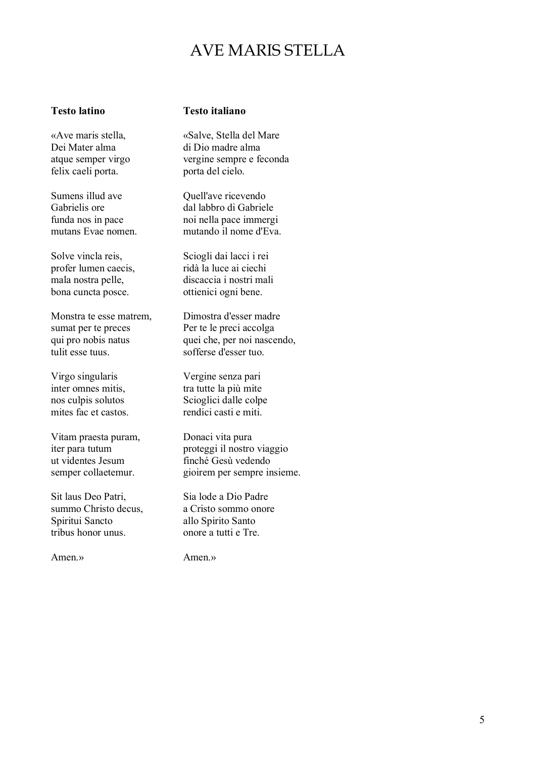# AVE MARIS STELLA

| **Testo latino** | **Testo italiano** |
|---|---|
| «Ave maris stella,<br>Dei Mater alma<br>atque semper virgo<br>felix caeli porta. | «Salve, Stella del Mare<br>di Dio madre alma<br>vergine sempre e feconda<br>porta del cielo. |
| Sumens illud ave<br>Gabrielis ore<br>funda nos in pace<br>mutans Evae nomen. | Quell'ave ricevendo<br>dal labbro di Gabriele<br>noi nella pace immergi<br>mutando il nome d'Eva. |
| Solve vincla reis,<br>profer lumen caecis,<br>mala nostra pelle,<br>bona cuncta posce. | Sciogli dai lacci i rei<br>ridà la luce ai ciechi<br>discaccia i nostri mali<br>ottienici ogni bene. |
| Monstra te esse matrem,<br>sumat per te preces<br>qui pro nobis natus<br>tulit esse tuus. | Dimostra d'esser madre<br>Per te le preci accolga<br>quei che, per noi nascendo,<br>sofferse d'esser tuo. |
| Virgo singularis<br>inter omnes mitis,<br>nos culpis solutos<br>mites fac et castos. | Vergine senza pari<br>tra tutte la più mite<br>Scioglici dalle colpe<br>rendici casti e miti. |
| Vitam praesta puram,<br>iter para tutum<br>ut videntes Jesum<br>semper collaetemur. | Donaci vita pura<br>proteggi il nostro viaggio<br>finché Gesù vedendo<br>gioirem per sempre insieme. |
| Sit laus Deo Patri,<br>summo Christo decus,<br>Spiritui Sancto<br>tribus honor unus. | Sia lode a Dio Padre<br>a Cristo sommo onore<br>allo Spirito Santo<br>onore a tutti e Tre. |
| Amen.» | Amen.» |